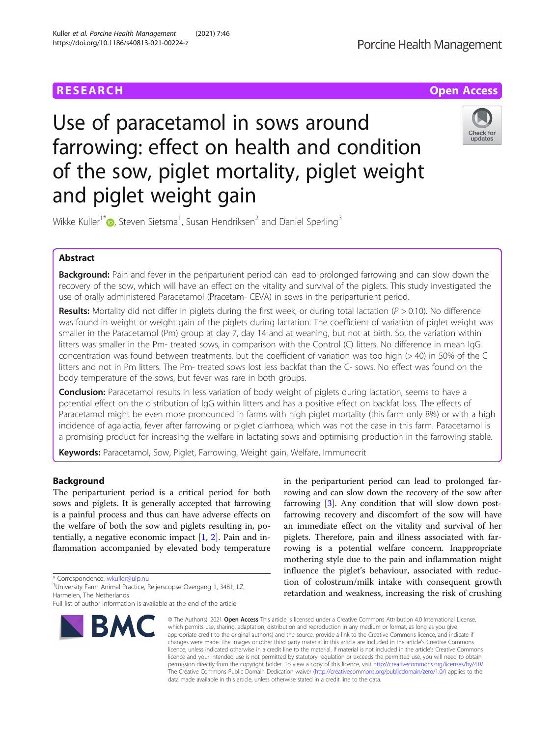# Use of paracetamol in sows around farrowing: effect on health and condition of the sow, piglet mortality, piglet weight and piglet weight gain

Wikke Kuller[1*], Steven Sietsma[1], Susan Hendriksen[2] and Daniel Sperling[3]

## Abstract

**Background:** Pain and fever in the periparturient period can lead to prolonged farrowing and can slow down the recovery of the sow, which will have an effect on the vitality and survival of the piglets. This study investigated the use of orally administered Paracetamol (Pracetam- CEVA) in sows in the periparturient period.

**Results:** Mortality did not differ in piglets during the first week, or during total lactation ($P > 0.10$). No difference was found in weight or weight gain of the piglets during lactation. The coefficient of variation of piglet weight was smaller in the Paracetamol (Pm) group at day 7, day 14 and at weaning, but not at birth. So, the variation within litters was smaller in the Pm- treated sows, in comparison with the Control (C) litters. No difference in mean IgG concentration was found between treatments, but the coefficient of variation was too high (> 40) in 50% of the C litters and not in Pm litters. The Pm- treated sows lost less backfat than the C- sows. No effect was found on the body temperature of the sows, but fever was rare in both groups.

**Conclusion:** Paracetamol results in less variation of body weight of piglets during lactation, seems to have a potential effect on the distribution of IgG within litters and has a positive effect on backfat loss. The effects of Paracetamol might be even more pronounced in farms with high piglet mortality (this farm only 8%) or with a high incidence of agalactia, fever after farrowing or piglet diarrhoea, which was not the case in this farm. Paracetamol is a promising product for increasing the welfare in lactating sows and optimising production in the farrowing stable.

**Keywords:** Paracetamol, Sow, Piglet, Farrowing, Weight gain, Welfare, Immunocrit

## Background

The periparturient period is a critical period for both sows and piglets. It is generally accepted that farrowing is a painful process and thus can have adverse effects on the welfare of both the sows and piglets resulting in, potentially, a negative economic impact [1, 2]. Pain and inflammation accompanied by elevated body temperature in the periparturient period can lead to prolonged farrowing and can slow down the recovery of the sow after farrowing [3]. Any condition that will slow down post-farrowing recovery and discomfort of the sow will have an immediate effect on the vitality and survival of her piglets. Therefore, pain and illness associated with farrowing is a potential welfare concern. Inappropriate mothering style due to the pain and inflammation might influence the piglet's behaviour, associated with reduction of colostrum/milk intake with consequent growth retardation and weakness, increasing the risk of crushing

\* Correspondence: wkuller@ulp.nu
[1]University Farm Animal Practice, Reijerscope Overgang 1, 3481, LZ, Harmelen, The Netherlands
Full list of author information is available at the end of the article

© The Author(s). 2021 **Open Access** This article is licensed under a Creative Commons Attribution 4.0 International License, which permits use, sharing, adaptation, distribution and reproduction in any medium or format, as long as you give appropriate credit to the original author(s) and the source, provide a link to the Creative Commons licence, and indicate if changes were made. The images or other third party material in this article are included in the article's Creative Commons licence, unless indicated otherwise in a credit line to the material. If material is not included in the article's Creative Commons licence and your intended use is not permitted by statutory regulation or exceeds the permitted use, you will need to obtain permission directly from the copyright holder. To view a copy of this licence, visit http://creativecommons.org/licenses/by/4.0/. The Creative Commons Public Domain Dedication waiver (http://creativecommons.org/publicdomain/zero/1.0/) applies to the data made available in this article, unless otherwise stated in a credit line to the data.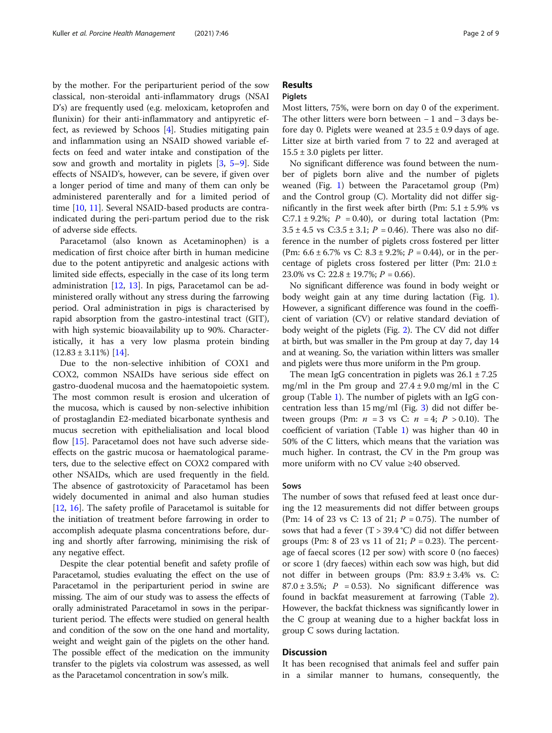by the mother. For the periparturient period of the sow classical, non-steroidal anti-inflammatory drugs (NSAI D's) are frequently used (e.g. meloxicam, ketoprofen and flunixin) for their anti-inflammatory and antipyretic effect, as reviewed by Schoos [4]. Studies mitigating pain and inflammation using an NSAID showed variable effects on feed and water intake and constipation of the sow and growth and mortality in piglets [3, 5–9]. Side effects of NSAID's, however, can be severe, if given over a longer period of time and many of them can only be administered parenterally and for a limited period of time [10, 11]. Several NSAID-based products are contraindicated during the peri-partum period due to the risk of adverse side effects.

Paracetamol (also known as Acetaminophen) is a medication of first choice after birth in human medicine due to the potent antipyretic and analgesic actions with limited side effects, especially in the case of its long term administration [12, 13]. In pigs, Paracetamol can be administered orally without any stress during the farrowing period. Oral administration in pigs is characterised by rapid absorption from the gastro-intestinal tract (GIT), with high systemic bioavailability up to 90%. Characteristically, it has a very low plasma protein binding (12.83 ± 3.11%) [14].

Due to the non-selective inhibition of COX1 and COX2, common NSAIDs have serious side effect on gastro-duodenal mucosa and the haematopoietic system. The most common result is erosion and ulceration of the mucosa, which is caused by non-selective inhibition of prostaglandin E2-mediated bicarbonate synthesis and mucus secretion with epithelialisation and local blood flow [15]. Paracetamol does not have such adverse side-effects on the gastric mucosa or haematological parameters, due to the selective effect on COX2 compared with other NSAIDs, which are used frequently in the field. The absence of gastrotoxicity of Paracetamol has been widely documented in animal and also human studies [12, 16]. The safety profile of Paracetamol is suitable for the initiation of treatment before farrowing in order to accomplish adequate plasma concentrations before, during and shortly after farrowing, minimising the risk of any negative effect.

Despite the clear potential benefit and safety profile of Paracetamol, studies evaluating the effect on the use of Paracetamol in the periparturient period in swine are missing. The aim of our study was to assess the effects of orally administrated Paracetamol in sows in the periparturient period. The effects were studied on general health and condition of the sow on the one hand and mortality, weight and weight gain of the piglets on the other hand. The possible effect of the medication on the immunity transfer to the piglets via colostrum was assessed, as well as the Paracetamol concentration in sow's milk.

# Results

## Piglets

Most litters, 75%, were born on day 0 of the experiment. The other litters were born between − 1 and − 3 days before day 0. Piglets were weaned at 23.5 ± 0.9 days of age. Litter size at birth varied from 7 to 22 and averaged at 15.5 ± 3.0 piglets per litter.

No significant difference was found between the number of piglets born alive and the number of piglets weaned (Fig. 1) between the Paracetamol group (Pm) and the Control group (C). Mortality did not differ significantly in the first week after birth (Pm: 5.1 ± 5.9% vs C:7.1 ± 9.2%; $P = 0.40$), or during total lactation (Pm: 3.5 ± 4.5 vs C:3.5 ± 3.1; $P = 0.46$). There was also no difference in the number of piglets cross fostered per litter (Pm: 6.6 ± 6.7% vs C: 8.3 ± 9.2%; $P = 0.44$), or in the percentage of piglets cross fostered per litter (Pm: 21.0 ± 23.0% vs C: 22.8 ± 19.7%; $P = 0.66$).

No significant difference was found in body weight or body weight gain at any time during lactation (Fig. 1). However, a significant difference was found in the coefficient of variation (CV) or relative standard deviation of body weight of the piglets (Fig. 2). The CV did not differ at birth, but was smaller in the Pm group at day 7, day 14 and at weaning. So, the variation within litters was smaller and piglets were thus more uniform in the Pm group.

The mean IgG concentration in piglets was 26.1 ± 7.25 mg/ml in the Pm group and 27.4 ± 9.0 mg/ml in the C group (Table 1). The number of piglets with an IgG concentration less than 15 mg/ml (Fig. 3) did not differ between groups (Pm: $n = 3$ vs C: $n = 4$; $P > 0.10$). The coefficient of variation (Table 1) was higher than 40 in 50% of the C litters, which means that the variation was much higher. In contrast, the CV in the Pm group was more uniform with no CV value ≥40 observed.

## Sows

The number of sows that refused feed at least once during the 12 measurements did not differ between groups (Pm: 14 of 23 vs C: 13 of 21; $P = 0.75$). The number of sows that had a fever (T > 39.4 °C) did not differ between groups (Pm: 8 of 23 vs 11 of 21; $P = 0.23$). The percentage of faecal scores (12 per sow) with score 0 (no faeces) or score 1 (dry faeces) within each sow was high, but did not differ in between groups (Pm: 83.9 ± 3.4% vs. C: 87.0 ± 3.5%; $P = 0.53$). No significant difference was found in backfat measurement at farrowing (Table 2). However, the backfat thickness was significantly lower in the C group at weaning due to a higher backfat loss in group C sows during lactation.

# Discussion

It has been recognised that animals feel and suffer pain in a similar manner to humans, consequently, the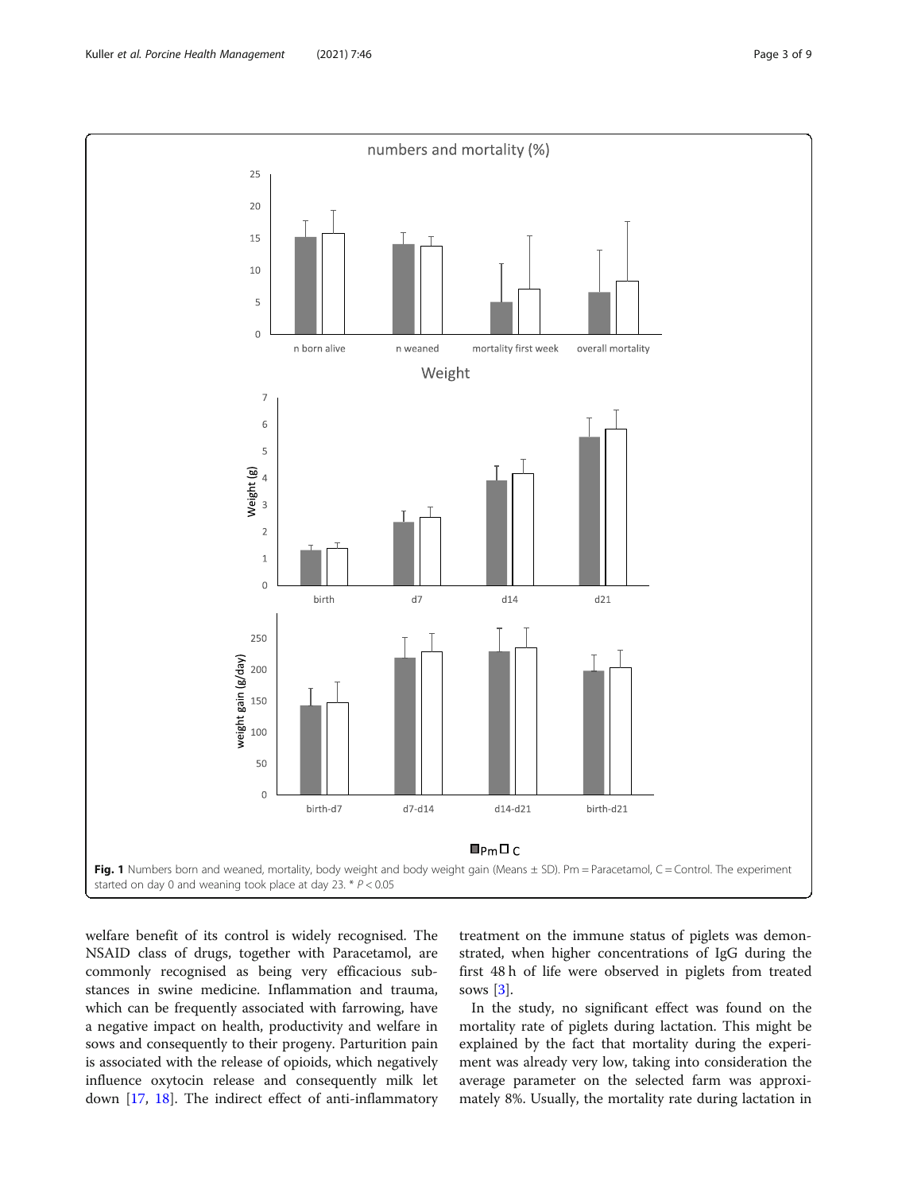**Fig. 1** Numbers born and weaned, mortality, body weight and body weight gain (Means ± SD). Pm = Paracetamol, C = Control. The experiment started on day 0 and weaning took place at day 23. * $P < 0.05$

welfare benefit of its control is widely recognised. The NSAID class of drugs, together with Paracetamol, are commonly recognised as being very efficacious substances in swine medicine. Inflammation and trauma, which can be frequently associated with farrowing, have a negative impact on health, productivity and welfare in sows and consequently to their progeny. Parturition pain is associated with the release of opioids, which negatively influence oxytocin release and consequently milk let down [17, 18]. The indirect effect of anti-inflammatory treatment on the immune status of piglets was demonstrated, when higher concentrations of IgG during the first 48 h of life were observed in piglets from treated sows [3].

In the study, no significant effect was found on the mortality rate of piglets during lactation. This might be explained by the fact that mortality during the experiment was already very low, taking into consideration the average parameter on the selected farm was approximately 8%. Usually, the mortality rate during lactation in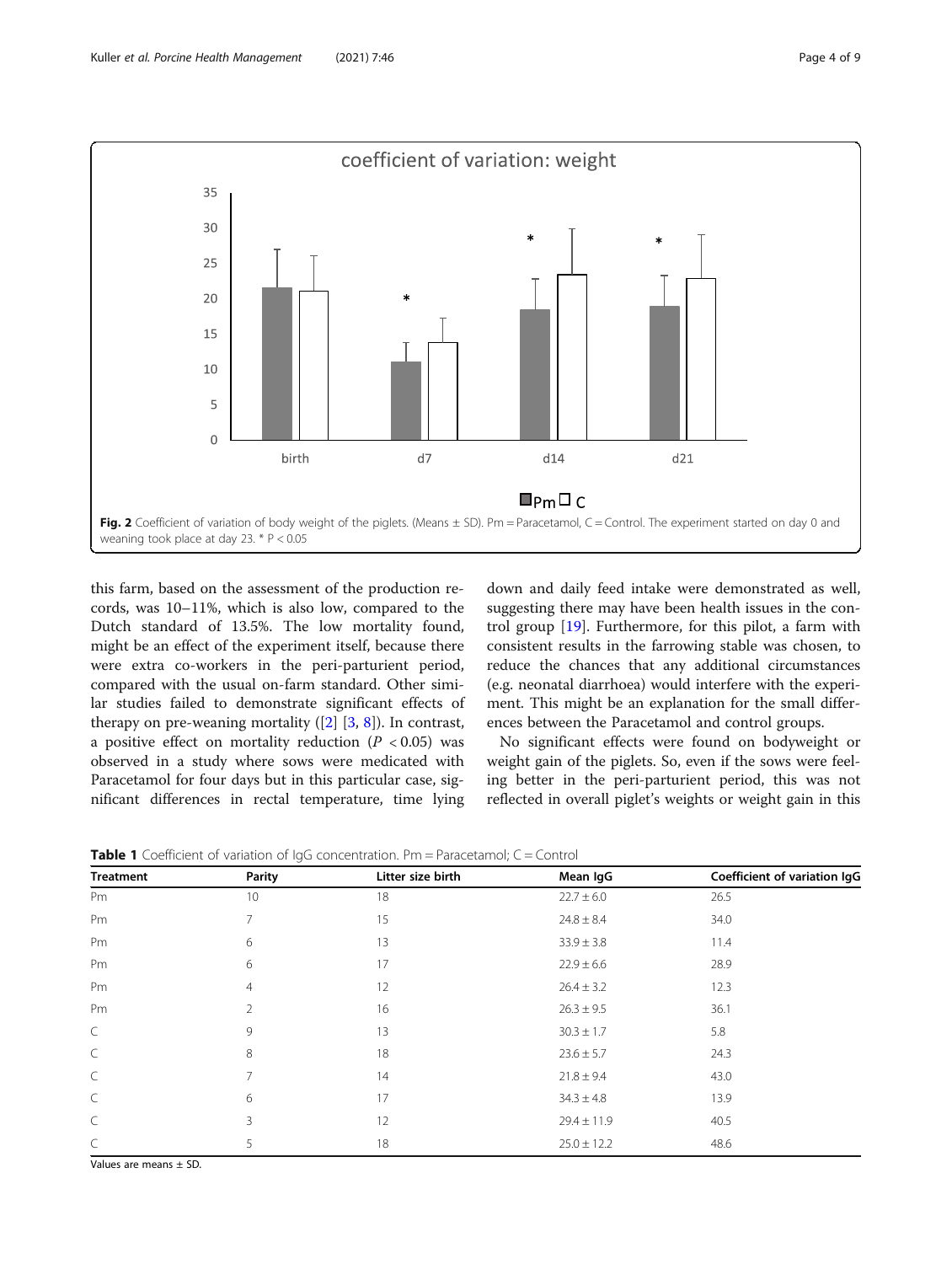Fig. 2 Coefficient of variation of body weight of the piglets. (Means ± SD). Pm = Paracetamol, C = Control. The experiment started on day 0 and weaning took place at day 23. * P < 0.05

this farm, based on the assessment of the production records, was 10–11%, which is also low, compared to the Dutch standard of 13.5%. The low mortality found, might be an effect of the experiment itself, because there were extra co-workers in the peri-parturient period, compared with the usual on-farm standard. Other similar studies failed to demonstrate significant effects of therapy on pre-weaning mortality ([2] [3, 8]). In contrast, a positive effect on mortality reduction ($P < 0.05$) was observed in a study where sows were medicated with Paracetamol for four days but in this particular case, significant differences in rectal temperature, time lying down and daily feed intake were demonstrated as well, suggesting there may have been health issues in the control group [19]. Furthermore, for this pilot, a farm with consistent results in the farrowing stable was chosen, to reduce the chances that any additional circumstances (e.g. neonatal diarrhoea) would interfere with the experiment. This might be an explanation for the small differences between the Paracetamol and control groups.

No significant effects were found on bodyweight or weight gain of the piglets. So, even if the sows were feeling better in the peri-parturient period, this was not reflected in overall piglet's weights or weight gain in this

**Table 1** Coefficient of variation of IgG concentration. Pm = Paracetamol; C = Control

| Treatment | Parity | Litter size birth | Mean IgG | Coefficient of variation IgG |
|---|---|---|---|---|
| Pm | 10 | 18 | 22.7 ± 6.0 | 26.5 |
| Pm | 7 | 15 | 24.8 ± 8.4 | 34.0 |
| Pm | 6 | 13 | 33.9 ± 3.8 | 11.4 |
| Pm | 6 | 17 | 22.9 ± 6.6 | 28.9 |
| Pm | 4 | 12 | 26.4 ± 3.2 | 12.3 |
| Pm | 2 | 16 | 26.3 ± 9.5 | 36.1 |
| C | 9 | 13 | 30.3 ± 1.7 | 5.8 |
| C | 8 | 18 | 23.6 ± 5.7 | 24.3 |
| C | 7 | 14 | 21.8 ± 9.4 | 43.0 |
| C | 6 | 17 | 34.3 ± 4.8 | 13.9 |
| C | 3 | 12 | 29.4 ± 11.9 | 40.5 |
| C | 5 | 18 | 25.0 ± 12.2 | 48.6 |

Values are means ± SD.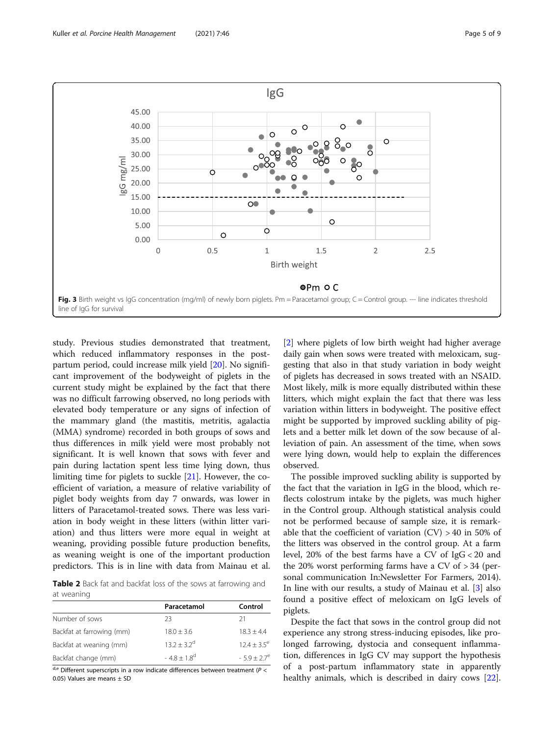Fig. 3 Birth weight vs IgG concentration (mg/ml) of newly born piglets. Pm = Paracetamol group; C = Control group. --- line indicates threshold line of IgG for survival

study. Previous studies demonstrated that treatment, which reduced inflammatory responses in the post-partum period, could increase milk yield [20]. No significant improvement of the bodyweight of piglets in the current study might be explained by the fact that there was no difficult farrowing observed, no long periods with elevated body temperature or any signs of infection of the mammary gland (the mastitis, metritis, agalactia (MMA) syndrome) recorded in both groups of sows and thus differences in milk yield were most probably not significant. It is well known that sows with fever and pain during lactation spent less time lying down, thus limiting time for piglets to suckle [21]. However, the coefficient of variation, a measure of relative variability of piglet body weights from day 7 onwards, was lower in litters of Paracetamol-treated sows. There was less variation in body weight in these litters (within litter variation) and thus litters were more equal in weight at weaning, providing possible future production benefits, as weaning weight is one of the important production predictors. This is in line with data from Mainau et al. [2] where piglets of low birth weight had higher average daily gain when sows were treated with meloxicam, suggesting that also in that study variation in body weight of piglets has decreased in sows treated with an NSAID. Most likely, milk is more equally distributed within these litters, which might explain the fact that there was less variation within litters in bodyweight. The positive effect might be supported by improved suckling ability of piglets and a better milk let down of the sow because of alleviation of pain. An assessment of the time, when sows were lying down, would help to explain the differences observed.

**Table 2** Back fat and backfat loss of the sows at farrowing and at weaning

| | Paracetamol | Control |
|---|---|---|
| Number of sows | 23 | 21 |
| Backfat at farrowing (mm) | 18.0 ± 3.6 | 18.3 ± 4.4 |
| Backfat at weaning (mm) | 13.2 ± 3.2[d] | 12.4 ± 3.5[e] |
| Backfat change (mm) | - 4.8 ± 1.8[d] | - 5.9 ± 2.7[e] |

[d,e] Different superscripts in a row indicate differences between treatment ($P < 0.05$) Values are means ± SD

The possible improved suckling ability is supported by the fact that the variation in IgG in the blood, which reflects colostrum intake by the piglets, was much higher in the Control group. Although statistical analysis could not be performed because of sample size, it is remarkable that the coefficient of variation (CV) > 40 in 50% of the litters was observed in the control group. At a farm level, 20% of the best farms have a CV of IgG < 20 and the 20% worst performing farms have a CV of > 34 (personal communication In:Newsletter For Farmers, 2014). In line with our results, a study of Mainau et al. [3] also found a positive effect of meloxicam on IgG levels of piglets.

Despite the fact that sows in the control group did not experience any strong stress-inducing episodes, like prolonged farrowing, dystocia and consequent inflammation, differences in IgG CV may support the hypothesis of a post-partum inflammatory state in apparently healthy animals, which is described in dairy cows [22].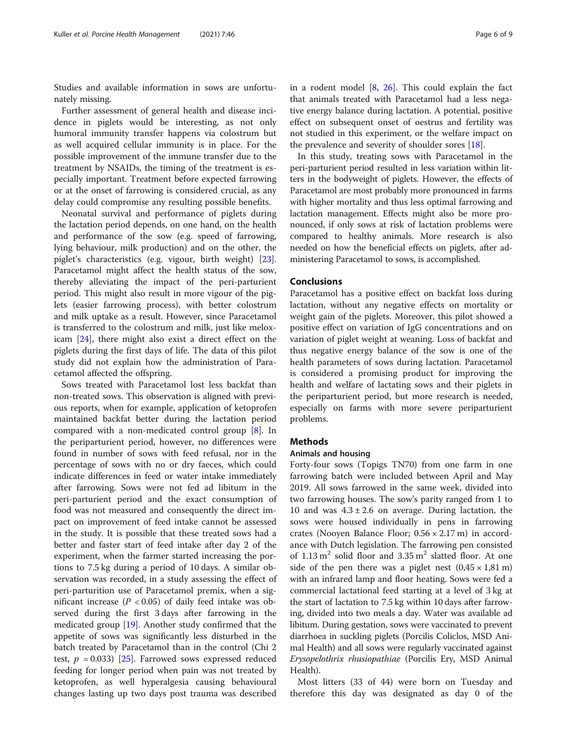Studies and available information in sows are unfortunately missing.

Further assessment of general health and disease incidence in piglets would be interesting, as not only humoral immunity transfer happens via colostrum but as well acquired cellular immunity is in place. For the possible improvement of the immune transfer due to the treatment by NSAIDs, the timing of the treatment is especially important. Treatment before expected farrowing or at the onset of farrowing is considered crucial, as any delay could compromise any resulting possible benefits.

Neonatal survival and performance of piglets during the lactation period depends, on one hand, on the health and performance of the sow (e.g. speed of farrowing, lying behaviour, milk production) and on the other, the piglet's characteristics (e.g. vigour, birth weight) [23]. Paracetamol might affect the health status of the sow, thereby alleviating the impact of the peri-parturient period. This might also result in more vigour of the piglets (easier farrowing process), with better colostrum and milk uptake as a result. However, since Paracetamol is transferred to the colostrum and milk, just like meloxicam [24], there might also exist a direct effect on the piglets during the first days of life. The data of this pilot study did not explain how the administration of Paracetamol affected the offspring.

Sows treated with Paracetamol lost less backfat than non-treated sows. This observation is aligned with previous reports, when for example, application of ketoprofen maintained backfat better during the lactation period compared with a non-medicated control group [8]. In the periparturient period, however, no differences were found in number of sows with feed refusal, nor in the percentage of sows with no or dry faeces, which could indicate differences in feed or water intake immediately after farrowing. Sows were not fed ad libitum in the peri-parturient period and the exact consumption of food was not measured and consequently the direct impact on improvement of feed intake cannot be assessed in the study. It is possible that these treated sows had a better and faster start of feed intake after day 2 of the experiment, when the farmer started increasing the portions to 7.5 kg during a period of 10 days. A similar observation was recorded, in a study assessing the effect of peri-parturition use of Paracetamol premix, when a significant increase ($P < 0.05$) of daily feed intake was observed during the first 3 days after farrowing in the medicated group [19]. Another study confirmed that the appetite of sows was significantly less disturbed in the batch treated by Paracetamol than in the control (Chi 2 test, $p = 0.033$) [25]. Farrowed sows expressed reduced feeding for longer period when pain was not treated by ketoprofen, as well hyperalgesia causing behavioural changes lasting up two days post trauma was described in a rodent model [8, 26]. This could explain the fact that animals treated with Paracetamol had a less negative energy balance during lactation. A potential, positive effect on subsequent onset of oestrus and fertility was not studied in this experiment, or the welfare impact on the prevalence and severity of shoulder sores [18].

In this study, treating sows with Paracetamol in the peri-parturient period resulted in less variation within litters in the bodyweight of piglets. However, the effects of Paracetamol are most probably more pronounced in farms with higher mortality and thus less optimal farrowing and lactation management. Effects might also be more pronounced, if only sows at risk of lactation problems were compared to healthy animals. More research is also needed on how the beneficial effects on piglets, after administering Paracetamol to sows, is accomplished.

## Conclusions

Paracetamol has a positive effect on backfat loss during lactation, without any negative effects on mortality or weight gain of the piglets. Moreover, this pilot showed a positive effect on variation of IgG concentrations and on variation of piglet weight at weaning. Loss of backfat and thus negative energy balance of the sow is one of the health parameters of sows during lactation. Paracetamol is considered a promising product for improving the health and welfare of lactating sows and their piglets in the periparturient period, but more research is needed, especially on farms with more severe periparturient problems.

## Methods

### Animals and housing

Forty-four sows (Topigs TN70) from one farm in one farrowing batch were included between April and May 2019. All sows farrowed in the same week, divided into two farrowing houses. The sow's parity ranged from 1 to 10 and was $4.3 \pm 2.6$ on average. During lactation, the sows were housed individually in pens in farrowing crates (Nooyen Balance Floor; $0.56 \times 2.17$ m) in accordance with Dutch legislation. The farrowing pen consisted of 1.13 $m^2$ solid floor and 3.35 $m^2$ slatted floor. At one side of the pen there was a piglet nest ($0{,}45 \times 1{,}81$ m) with an infrared lamp and floor heating. Sows were fed a commercial lactational feed starting at a level of 3 kg at the start of lactation to 7.5 kg within 10 days after farrowing, divided into two meals a day. Water was available ad libitum. During gestation, sows were vaccinated to prevent diarrhoea in suckling piglets (Porcilis Coliclos, MSD Animal Health) and all sows were regularly vaccinated against *Erysopelothrix rhusiopathiae* (Porcilis Ery, MSD Animal Health).

Most litters (33 of 44) were born on Tuesday and therefore this day was designated as day 0 of the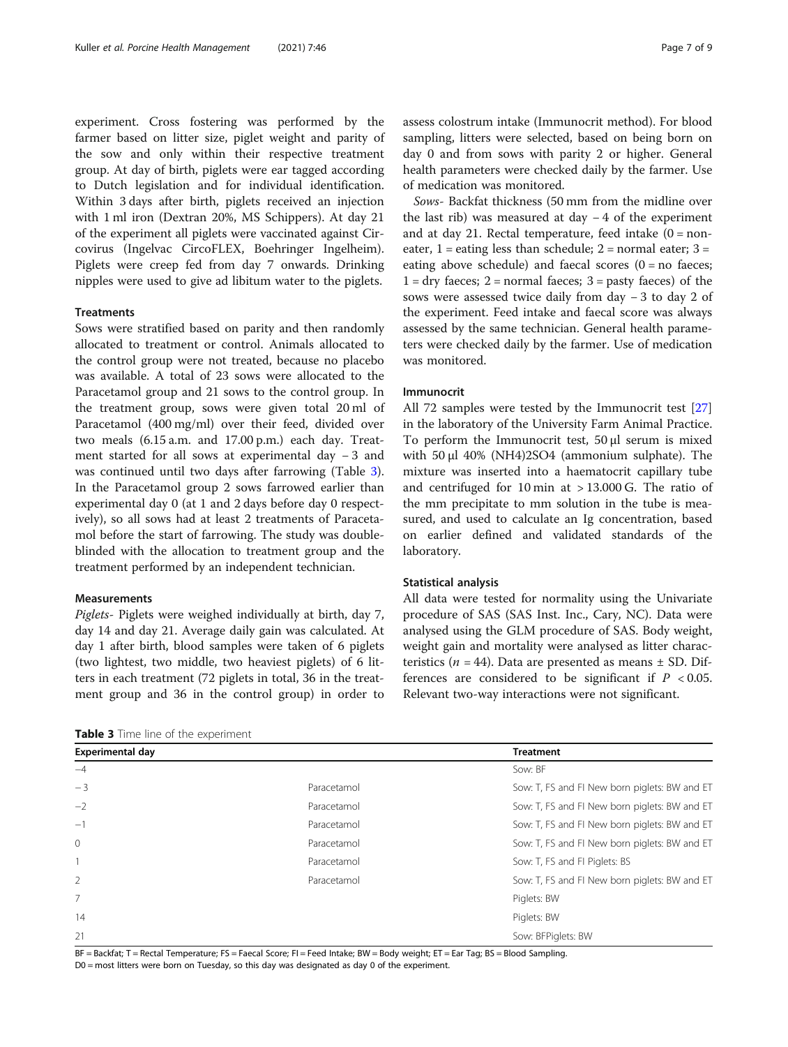experiment. Cross fostering was performed by the farmer based on litter size, piglet weight and parity of the sow and only within their respective treatment group. At day of birth, piglets were ear tagged according to Dutch legislation and for individual identification. Within 3 days after birth, piglets received an injection with 1 ml iron (Dextran 20%, MS Schippers). At day 21 of the experiment all piglets were vaccinated against Circovirus (Ingelvac CircoFLEX, Boehringer Ingelheim). Piglets were creep fed from day 7 onwards. Drinking nipples were used to give ad libitum water to the piglets.

### Treatments

Sows were stratified based on parity and then randomly allocated to treatment or control. Animals allocated to the control group were not treated, because no placebo was available. A total of 23 sows were allocated to the Paracetamol group and 21 sows to the control group. In the treatment group, sows were given total 20 ml of Paracetamol (400 mg/ml) over their feed, divided over two meals (6.15 a.m. and 17.00 p.m.) each day. Treatment started for all sows at experimental day −3 and was continued until two days after farrowing (Table 3). In the Paracetamol group 2 sows farrowed earlier than experimental day 0 (at 1 and 2 days before day 0 respectively), so all sows had at least 2 treatments of Paracetamol before the start of farrowing. The study was double-blinded with the allocation to treatment group and the treatment performed by an independent technician.

### Measurements

*Piglets-* Piglets were weighed individually at birth, day 7, day 14 and day 21. Average daily gain was calculated. At day 1 after birth, blood samples were taken of 6 piglets (two lightest, two middle, two heaviest piglets) of 6 litters in each treatment (72 piglets in total, 36 in the treatment group and 36 in the control group) in order to assess colostrum intake (Immunocrit method). For blood sampling, litters were selected, based on being born on day 0 and from sows with parity 2 or higher. General health parameters were checked daily by the farmer. Use of medication was monitored.

*Sows-* Backfat thickness (50 mm from the midline over the last rib) was measured at day −4 of the experiment and at day 21. Rectal temperature, feed intake (0 = non-eater, 1 = eating less than schedule; 2 = normal eater; 3 = eating above schedule) and faecal scores (0 = no faeces; 1 = dry faeces; 2 = normal faeces; 3 = pasty faeces) of the sows were assessed twice daily from day −3 to day 2 of the experiment. Feed intake and faecal score was always assessed by the same technician. General health parameters were checked daily by the farmer. Use of medication was monitored.

### Immunocrit

All 72 samples were tested by the Immunocrit test [27] in the laboratory of the University Farm Animal Practice. To perform the Immunocrit test, 50 μl serum is mixed with 50 μl 40% $(NH_4)_2SO_4$ (ammonium sulphate). The mixture was inserted into a haematocrit capillary tube and centrifuged for 10 min at > 13.000 G. The ratio of the mm precipitate to mm solution in the tube is measured, and used to calculate an Ig concentration, based on earlier defined and validated standards of the laboratory.

### Statistical analysis

All data were tested for normality using the Univariate procedure of SAS (SAS Inst. Inc., Cary, NC). Data were analysed using the GLM procedure of SAS. Body weight, weight gain and mortality were analysed as litter characteristics ($n = 44$). Data are presented as means ± SD. Differences are considered to be significant if $P < 0.05$. Relevant two-way interactions were not significant.

**Table 3** Time line of the experiment

| Experimental day | | Treatment |
|---|---|---|
| −4 | | Sow: BF |
| −3 | Paracetamol | Sow: T, FS and FI New born piglets: BW and ET |
| −2 | Paracetamol | Sow: T, FS and FI New born piglets: BW and ET |
| −1 | Paracetamol | Sow: T, FS and FI New born piglets: BW and ET |
| 0 | Paracetamol | Sow: T, FS and FI New born piglets: BW and ET |
| 1 | Paracetamol | Sow: T, FS and FI Piglets: BS |
| 2 | Paracetamol | Sow: T, FS and FI New born piglets: BW and ET |
| 7 | | Piglets: BW |
| 14 | | Piglets: BW |
| 21 | | Sow: BFPiglets: BW |

BF = Backfat; T = Rectal Temperature; FS = Faecal Score; FI = Feed Intake; BW = Body weight; ET = Ear Tag; BS = Blood Sampling.
D0 = most litters were born on Tuesday, so this day was designated as day 0 of the experiment.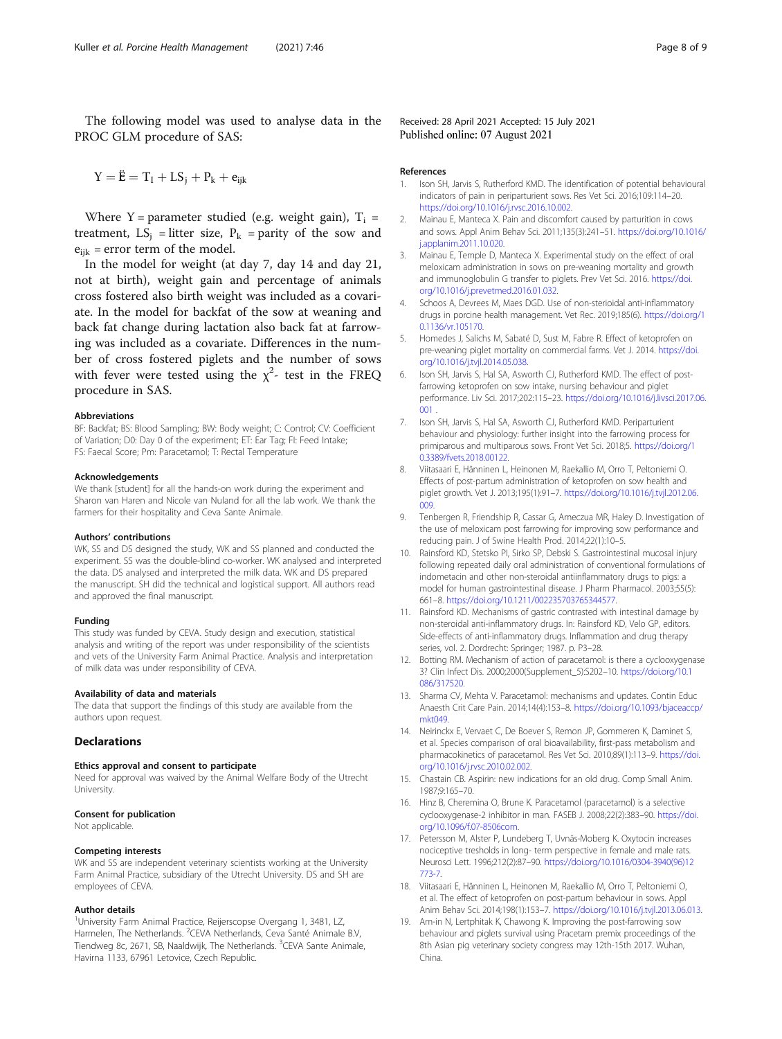The following model was used to analyse data in the PROC GLM procedure of SAS:

$$Y = \ddot{E} = T_I + LS_j + P_k + e_{ijk}$$

Where Y = parameter studied (e.g. weight gain), $T_i$ = treatment, $LS_j$ = litter size, $P_k$ = parity of the sow and $e_{ijk}$ = error term of the model.

In the model for weight (at day 7, day 14 and day 21, not at birth), weight gain and percentage of animals cross fostered also birth weight was included as a covariate. In the model for backfat of the sow at weaning and back fat change during lactation also back fat at farrowing was included as a covariate. Differences in the number of cross fostered piglets and the number of sows with fever were tested using the $\chi^2$- test in the FREQ procedure in SAS.

### Abbreviations

BF: Backfat; BS: Blood Sampling; BW: Body weight; C: Control; CV: Coefficient of Variation; D0: Day 0 of the experiment; ET: Ear Tag; FI: Feed Intake; FS: Faecal Score; Pm: Paracetamol; T: Rectal Temperature

### Acknowledgements

We thank [student] for all the hands-on work during the experiment and Sharon van Haren and Nicole van Nuland for all the lab work. We thank the farmers for their hospitality and Ceva Sante Animale.

### Authors' contributions

WK, SS and DS designed the study, WK and SS planned and conducted the experiment. SS was the double-blind co-worker. WK analysed and interpreted the data. DS analysed and interpreted the milk data. WK and DS prepared the manuscript. SH did the technical and logistical support. All authors read and approved the final manuscript.

### Funding

This study was funded by CEVA. Study design and execution, statistical analysis and writing of the report was under responsibility of the scientists and vets of the University Farm Animal Practice. Analysis and interpretation of milk data was under responsibility of CEVA.

### Availability of data and materials

The data that support the findings of this study are available from the authors upon request.

## Declarations

### Ethics approval and consent to participate

Need for approval was waived by the Animal Welfare Body of the Utrecht University.

### Consent for publication

Not applicable.

### Competing interests

WK and SS are independent veterinary scientists working at the University Farm Animal Practice, subsidiary of the Utrecht University. DS and SH are employees of CEVA.

### Author details

[1]University Farm Animal Practice, Reijerscopse Overgang 1, 3481, LZ, Harmelen, The Netherlands. [2]CEVA Netherlands, Ceva Santé Animale B.V, Tiendweg 8c, 2671, SB, Naaldwijk, The Netherlands. [3]CEVA Sante Animale, Havirna 1133, 67961 Letovice, Czech Republic.

Received: 28 April 2021 Accepted: 15 July 2021
Published online: 07 August 2021

### References

1. Ison SH, Jarvis S, Rutherford KMD. The identification of potential behavioural indicators of pain in periparturient sows. Res Vet Sci. 2016;109:114–20. https://doi.org/10.1016/j.rvsc.2016.10.002.
2. Mainau E, Manteca X. Pain and discomfort caused by parturition in cows and sows. Appl Anim Behav Sci. 2011;135(3):241–51. https://doi.org/10.1016/j.applanim.2011.10.020.
3. Mainau E, Temple D, Manteca X. Experimental study on the effect of oral meloxicam administration in sows on pre-weaning mortality and growth and immunoglobulin G transfer to piglets. Prev Vet Sci. 2016. https://doi.org/10.1016/j.prevetmed.2016.01.032.
4. Schoos A, Devrees M, Maes DGD. Use of non-sterioidal anti-inflammatory drugs in porcine health management. Vet Rec. 2019;185(6). https://doi.org/10.1136/vr.105170.
5. Homedes J, Salichs M, Sabaté D, Sust M, Fabre R. Effect of ketoprofen on pre-weaning piglet mortality on commercial farms. Vet J. 2014. https://doi.org/10.1016/j.tvjl.2014.05.038.
6. Ison SH, Jarvis S, Hal SA, Asworth CJ, Rutherford KMD. The effect of post-farrowing ketoprofen on sow intake, nursing behaviour and piglet performance. Liv Sci. 2017;202:115–23. https://doi.org/10.1016/j.livsci.2017.06.001 .
7. Ison SH, Jarvis S, Hal SA, Asworth CJ, Rutherford KMD. Periparturient behaviour and physiology: further insight into the farrowing process for primiparous and multiparous sows. Front Vet Sci. 2018;5. https://doi.org/10.3389/fvets.2018.00122.
8. Viitasaari E, Hänninen L, Heinonen M, Raekallio M, Orro T, Peltoniemi O. Effects of post-partum administration of ketoprofen on sow health and piglet growth. Vet J. 2013;195(1):91–7. https://doi.org/10.1016/j.tvjl.2012.06.009.
9. Tenbergen R, Friendship R, Cassar G, Ameczua MR, Haley D. Investigation of the use of meloxicam post farrowing for improving sow performance and reducing pain. J of Swine Health Prod. 2014;22(1):10–5.
10. Rainsford KD, Stetsko PI, Sirko SP, Debski S. Gastrointestinal mucosal injury following repeated daily oral administration of conventional formulations of indometacin and other non-steroidal antiinflammatory drugs to pigs: a model for human gastrointestinal disease. J Pharm Pharmacol. 2003;55(5):661–8. https://doi.org/10.1211/002235703765344577.
11. Rainsford KD. Mechanisms of gastric contrasted with intestinal damage by non-steroidal anti-inflammatory drugs. In: Rainsford KD, Velo GP, editors. Side-effects of anti-inflammatory drugs. Inflammation and drug therapy series, vol. 2. Dordrecht: Springer; 1987. p. P3–28.
12. Botting RM. Mechanism of action of paracetamol: is there a cyclooxygenase 3? Clin Infect Dis. 2000;2000(Supplement_5):S202–10. https://doi.org/10.1086/317520.
13. Sharma CV, Mehta V. Paracetamol: mechanisms and updates. Contin Educ Anaesth Crit Care Pain. 2014;14(4):153–8. https://doi.org/10.1093/bjaceaccp/mkt049.
14. Neirinckx E, Vervaet C, De Boever S, Remon JP, Gommeren K, Daminet S, et al. Species comparison of oral bioavailability, first-pass metabolism and pharmacokinetics of paracetamol. Res Vet Sci. 2010;89(1):113–9. https://doi.org/10.1016/j.rvsc.2010.02.002.
15. Chastain CB. Aspirin: new indications for an old drug. Comp Small Anim. 1987;9:165–70.
16. Hinz B, Cheremina O, Brune K. Paracetamol (paracetamol) is a selective cyclooxygenase-2 inhibitor in man. FASEB J. 2008;22(2):383–90. https://doi.org/10.1096/f.07-8506com.
17. Petersson M, Alster P, Lundeberg T, Uvnäs-Moberg K. Oxytocin increases nociceptive tresholds in long- term perspective in female and male rats. Neurosci Lett. 1996;212(2):87–90. https://doi.org/10.1016/0304-3940(96)12773-7.
18. Viitasaari E, Hänninen L, Heinonen M, Raekallio M, Orro T, Peltoniemi O, et al. The effect of ketoprofen on post-partum behaviour in sows. Appl Anim Behav Sci. 2014;198(1):153–7. https://doi.org/10.1016/j.tvjl.2013.06.013.
19. Am-in N, Lertphitak K, Chawong K. Improving the post-farrowing sow behaviour and piglets survival using Pracetam premix proceedings of the 8th Asian pig veterinary society congress may 12th-15th 2017. Wuhan, China.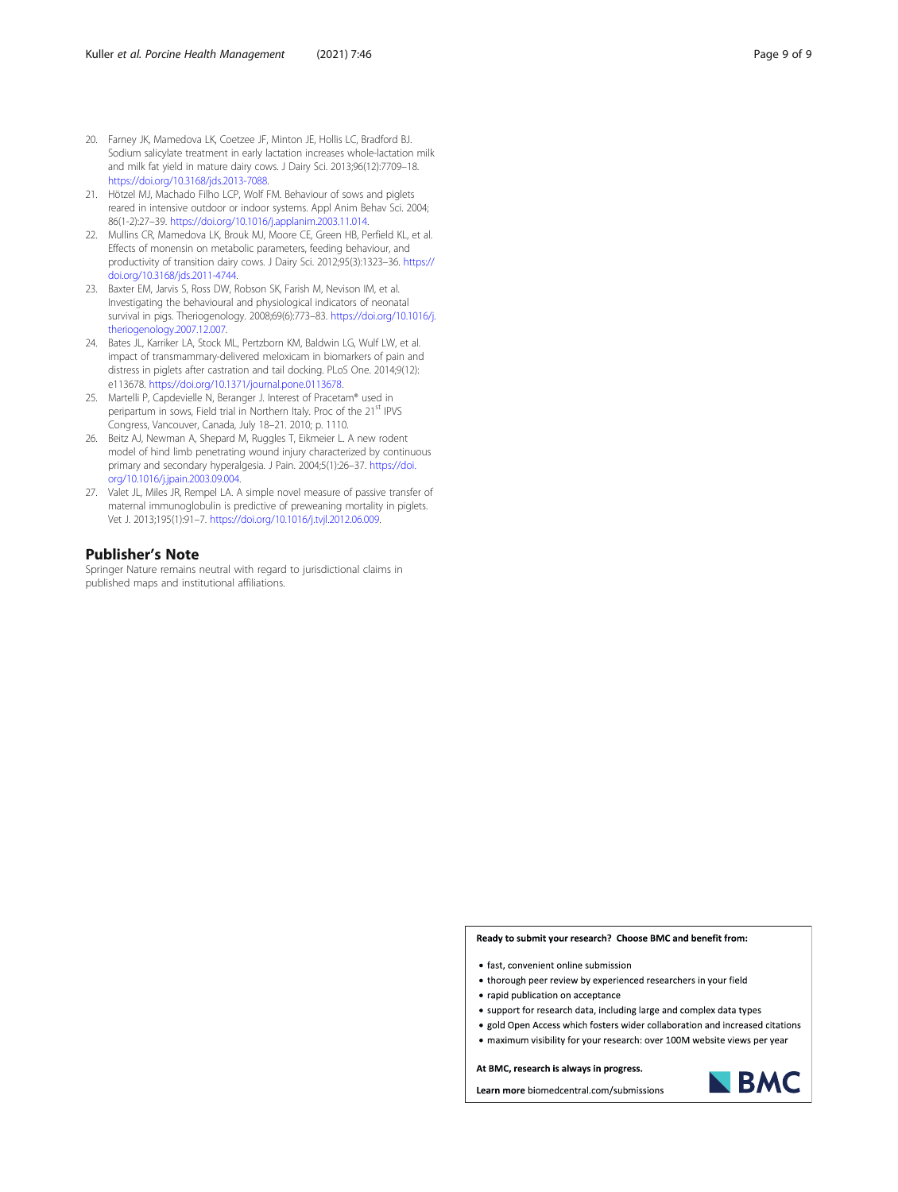20. Farney JK, Mamedova LK, Coetzee JF, Minton JE, Hollis LC, Bradford BJ. Sodium salicylate treatment in early lactation increases whole-lactation milk and milk fat yield in mature dairy cows. J Dairy Sci. 2013;96(12):7709–18. https://doi.org/10.3168/jds.2013-7088.
21. Hötzel MJ, Machado Filho LCP, Wolf FM. Behaviour of sows and piglets reared in intensive outdoor or indoor systems. Appl Anim Behav Sci. 2004; 86(1-2):27–39. https://doi.org/10.1016/j.applanim.2003.11.014.
22. Mullins CR, Mamedova LK, Brouk MJ, Moore CE, Green HB, Perfield KL, et al. Effects of monensin on metabolic parameters, feeding behaviour, and productivity of transition dairy cows. J Dairy Sci. 2012;95(3):1323–36. https://doi.org/10.3168/jds.2011-4744.
23. Baxter EM, Jarvis S, Ross DW, Robson SK, Farish M, Nevison IM, et al. Investigating the behavioural and physiological indicators of neonatal survival in pigs. Theriogenology. 2008;69(6):773–83. https://doi.org/10.1016/j.theriogenology.2007.12.007.
24. Bates JL, Karriker LA, Stock ML, Pertzborn KM, Baldwin LG, Wulf LW, et al. impact of transmammary-delivered meloxicam in biomarkers of pain and distress in piglets after castration and tail docking. PLoS One. 2014;9(12): e113678. https://doi.org/10.1371/journal.pone.0113678.
25. Martelli P, Capdevielle N, Beranger J. Interest of Pracetam® used in peripartum in sows, Field trial in Northern Italy. Proc of the 21st IPVS Congress, Vancouver, Canada, July 18–21. 2010; p. 1110.
26. Beitz AJ, Newman A, Shepard M, Ruggles T, Eikmeier L. A new rodent model of hind limb penetrating wound injury characterized by continuous primary and secondary hyperalgesia. J Pain. 2004;5(1):26–37. https://doi.org/10.1016/j.jpain.2003.09.004.
27. Valet JL, Miles JR, Rempel LA. A simple novel measure of passive transfer of maternal immunoglobulin is predictive of preweaning mortality in piglets. Vet J. 2013;195(1):91–7. https://doi.org/10.1016/j.tvjl.2012.06.009.

## Publisher's Note

Springer Nature remains neutral with regard to jurisdictional claims in published maps and institutional affiliations.

**Ready to submit your research? Choose BMC and benefit from:**

- fast, convenient online submission
- thorough peer review by experienced researchers in your field
- rapid publication on acceptance
- support for research data, including large and complex data types
- gold Open Access which fosters wider collaboration and increased citations
- maximum visibility for your research: over 100M website views per year

**At BMC, research is always in progress.**

**Learn more** biomedcentral.com/submissions

BMC